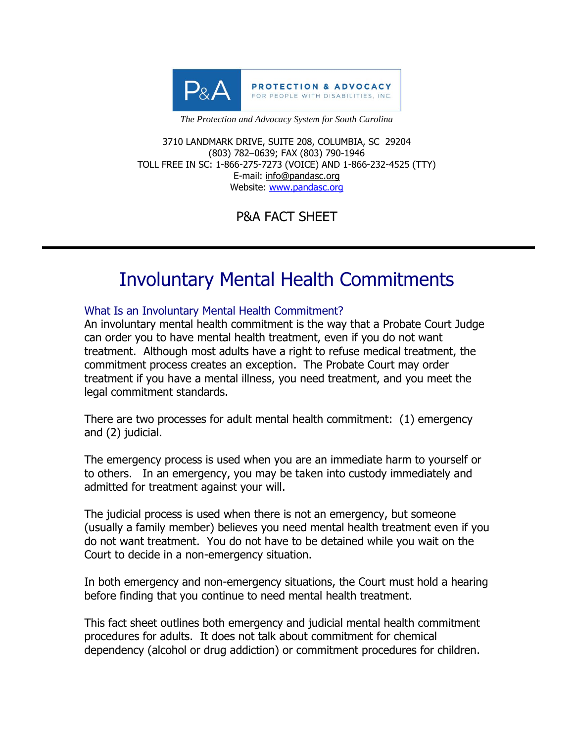P&A PROTECTION & ADVOCACY FOR PEOPLE WITH DISABILITIES, INC.

*The Protection and Advocacy System for South Carolina*

3710 LANDMARK DRIVE, SUITE 208, COLUMBIA, SC 29204
(803) 782–0639; FAX (803) 790-1946
TOLL FREE IN SC: 1-866-275-7273 (VOICE) AND 1-866-232-4525 (TTY)
E-mail: info@pandasc.org
Website: www.pandasc.org

P&A FACT SHEET

---

# Involuntary Mental Health Commitments

## What Is an Involuntary Mental Health Commitment?

An involuntary mental health commitment is the way that a Probate Court Judge can order you to have mental health treatment, even if you do not want treatment. Although most adults have a right to refuse medical treatment, the commitment process creates an exception. The Probate Court may order treatment if you have a mental illness, you need treatment, and you meet the legal commitment standards.

There are two processes for adult mental health commitment: (1) emergency and (2) judicial.

The emergency process is used when you are an immediate harm to yourself or to others. In an emergency, you may be taken into custody immediately and admitted for treatment against your will.

The judicial process is used when there is not an emergency, but someone (usually a family member) believes you need mental health treatment even if you do not want treatment. You do not have to be detained while you wait on the Court to decide in a non-emergency situation.

In both emergency and non-emergency situations, the Court must hold a hearing before finding that you continue to need mental health treatment.

This fact sheet outlines both emergency and judicial mental health commitment procedures for adults. It does not talk about commitment for chemical dependency (alcohol or drug addiction) or commitment procedures for children.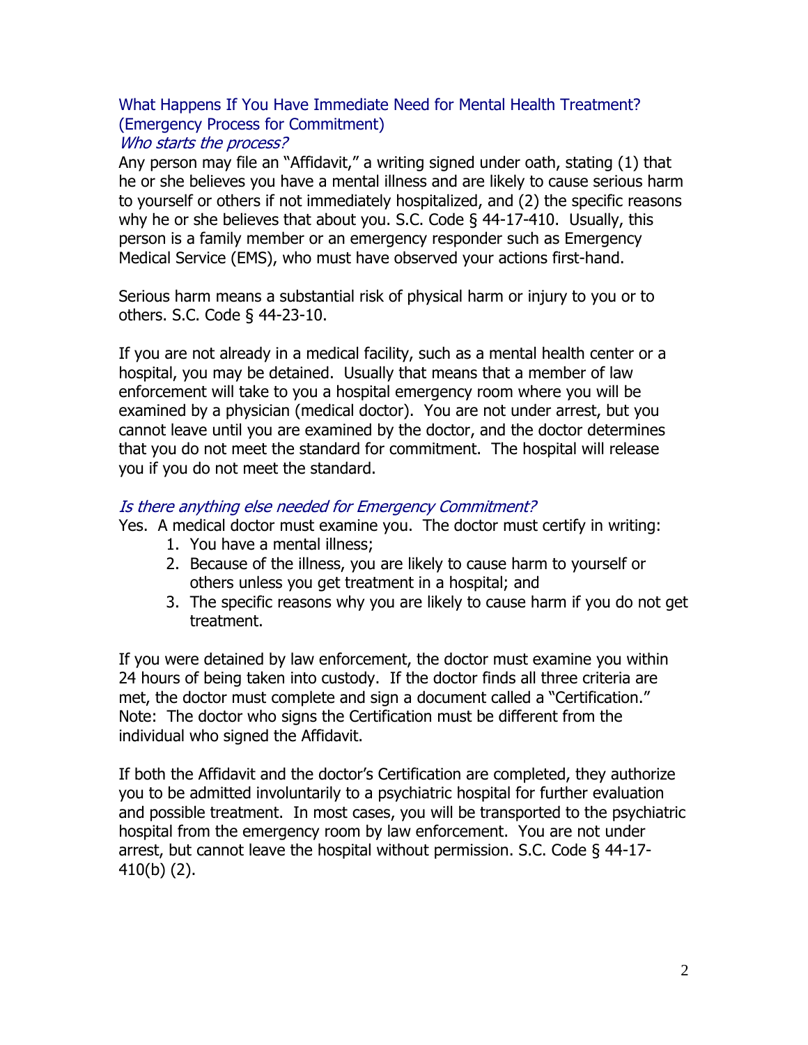## What Happens If You Have Immediate Need for Mental Health Treatment? (Emergency Process for Commitment)

### *Who starts the process?*

Any person may file an "Affidavit," a writing signed under oath, stating (1) that he or she believes you have a mental illness and are likely to cause serious harm to yourself or others if not immediately hospitalized, and (2) the specific reasons why he or she believes that about you. S.C. Code § 44-17-410. Usually, this person is a family member or an emergency responder such as Emergency Medical Service (EMS), who must have observed your actions first-hand.

Serious harm means a substantial risk of physical harm or injury to you or to others. S.C. Code § 44-23-10.

If you are not already in a medical facility, such as a mental health center or a hospital, you may be detained. Usually that means that a member of law enforcement will take to you a hospital emergency room where you will be examined by a physician (medical doctor). You are not under arrest, but you cannot leave until you are examined by the doctor, and the doctor determines that you do not meet the standard for commitment. The hospital will release you if you do not meet the standard.

### *Is there anything else needed for Emergency Commitment?*

Yes. A medical doctor must examine you. The doctor must certify in writing:

1. You have a mental illness;
2. Because of the illness, you are likely to cause harm to yourself or others unless you get treatment in a hospital; and
3. The specific reasons why you are likely to cause harm if you do not get treatment.

If you were detained by law enforcement, the doctor must examine you within 24 hours of being taken into custody. If the doctor finds all three criteria are met, the doctor must complete and sign a document called a "Certification." Note: The doctor who signs the Certification must be different from the individual who signed the Affidavit.

If both the Affidavit and the doctor's Certification are completed, they authorize you to be admitted involuntarily to a psychiatric hospital for further evaluation and possible treatment. In most cases, you will be transported to the psychiatric hospital from the emergency room by law enforcement. You are not under arrest, but cannot leave the hospital without permission. S.C. Code § 44-17-410(b) (2).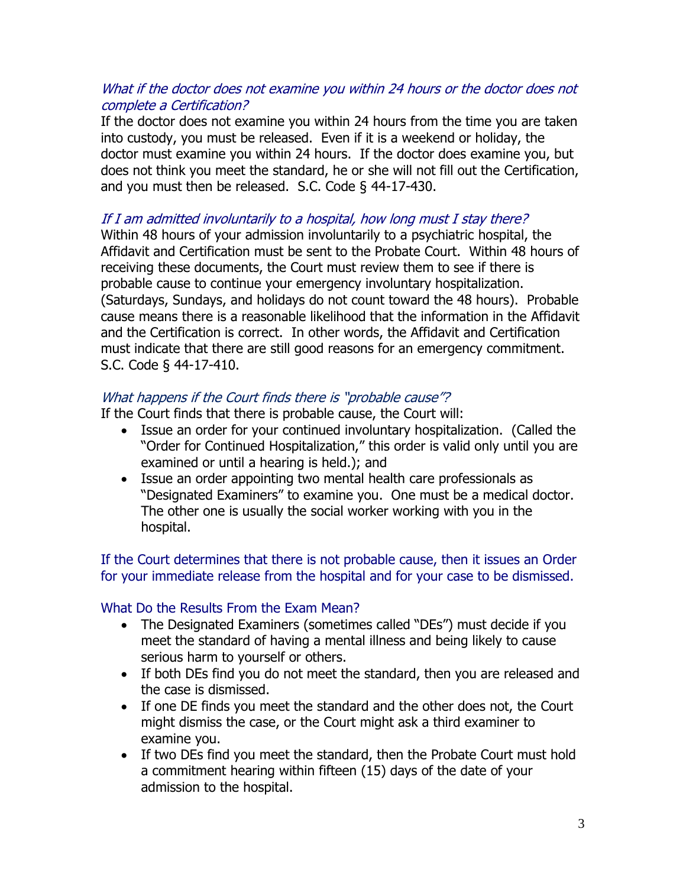### *What if the doctor does not examine you within 24 hours or the doctor does not complete a Certification?*

If the doctor does not examine you within 24 hours from the time you are taken into custody, you must be released. Even if it is a weekend or holiday, the doctor must examine you within 24 hours. If the doctor does examine you, but does not think you meet the standard, he or she will not fill out the Certification, and you must then be released. S.C. Code § 44-17-430.

### *If I am admitted involuntarily to a hospital, how long must I stay there?*

Within 48 hours of your admission involuntarily to a psychiatric hospital, the Affidavit and Certification must be sent to the Probate Court. Within 48 hours of receiving these documents, the Court must review them to see if there is probable cause to continue your emergency involuntary hospitalization. (Saturdays, Sundays, and holidays do not count toward the 48 hours). Probable cause means there is a reasonable likelihood that the information in the Affidavit and the Certification is correct. In other words, the Affidavit and Certification must indicate that there are still good reasons for an emergency commitment. S.C. Code § 44-17-410.

### *What happens if the Court finds there is "probable cause"?*

If the Court finds that there is probable cause, the Court will:

- Issue an order for your continued involuntary hospitalization. (Called the "Order for Continued Hospitalization," this order is valid only until you are examined or until a hearing is held.); and
- Issue an order appointing two mental health care professionals as "Designated Examiners" to examine you. One must be a medical doctor. The other one is usually the social worker working with you in the hospital.

If the Court determines that there is not probable cause, then it issues an Order for your immediate release from the hospital and for your case to be dismissed.

### What Do the Results From the Exam Mean?

- The Designated Examiners (sometimes called "DEs") must decide if you meet the standard of having a mental illness and being likely to cause serious harm to yourself or others.
- If both DEs find you do not meet the standard, then you are released and the case is dismissed.
- If one DE finds you meet the standard and the other does not, the Court might dismiss the case, or the Court might ask a third examiner to examine you.
- If two DEs find you meet the standard, then the Probate Court must hold a commitment hearing within fifteen (15) days of the date of your admission to the hospital.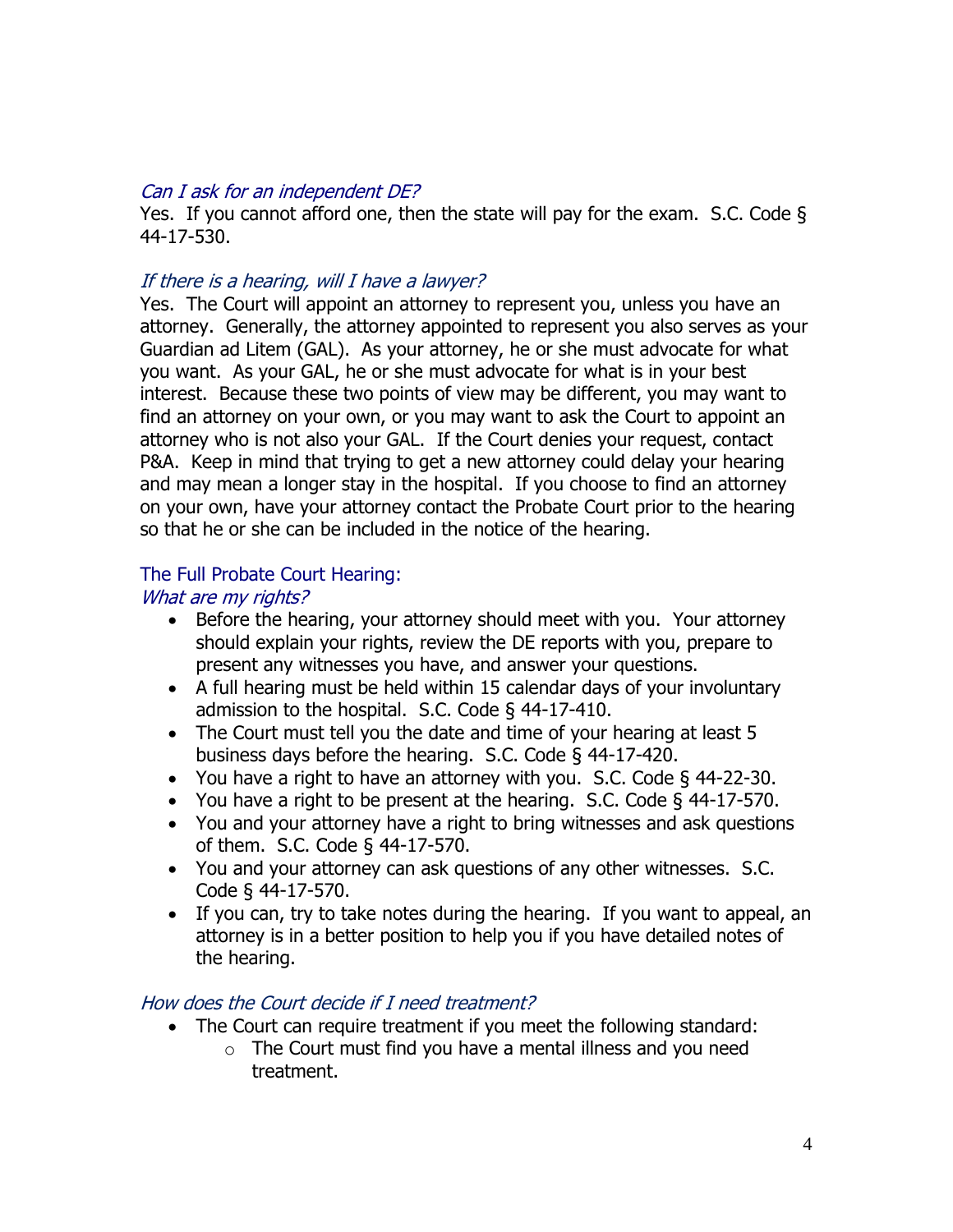*Can I ask for an independent DE?*

Yes. If you cannot afford one, then the state will pay for the exam. S.C. Code § 44-17-530.

*If there is a hearing, will I have a lawyer?*

Yes. The Court will appoint an attorney to represent you, unless you have an attorney. Generally, the attorney appointed to represent you also serves as your Guardian ad Litem (GAL). As your attorney, he or she must advocate for what you want. As your GAL, he or she must advocate for what is in your best interest. Because these two points of view may be different, you may want to find an attorney on your own, or you may want to ask the Court to appoint an attorney who is not also your GAL. If the Court denies your request, contact P&A. Keep in mind that trying to get a new attorney could delay your hearing and may mean a longer stay in the hospital. If you choose to find an attorney on your own, have your attorney contact the Probate Court prior to the hearing so that he or she can be included in the notice of the hearing.

## The Full Probate Court Hearing:

*What are my rights?*

- Before the hearing, your attorney should meet with you. Your attorney should explain your rights, review the DE reports with you, prepare to present any witnesses you have, and answer your questions.
- A full hearing must be held within 15 calendar days of your involuntary admission to the hospital. S.C. Code § 44-17-410.
- The Court must tell you the date and time of your hearing at least 5 business days before the hearing. S.C. Code § 44-17-420.
- You have a right to have an attorney with you. S.C. Code § 44-22-30.
- You have a right to be present at the hearing. S.C. Code § 44-17-570.
- You and your attorney have a right to bring witnesses and ask questions of them. S.C. Code § 44-17-570.
- You and your attorney can ask questions of any other witnesses. S.C. Code § 44-17-570.
- If you can, try to take notes during the hearing. If you want to appeal, an attorney is in a better position to help you if you have detailed notes of the hearing.

*How does the Court decide if I need treatment?*

- The Court can require treatment if you meet the following standard:
  - The Court must find you have a mental illness and you need treatment.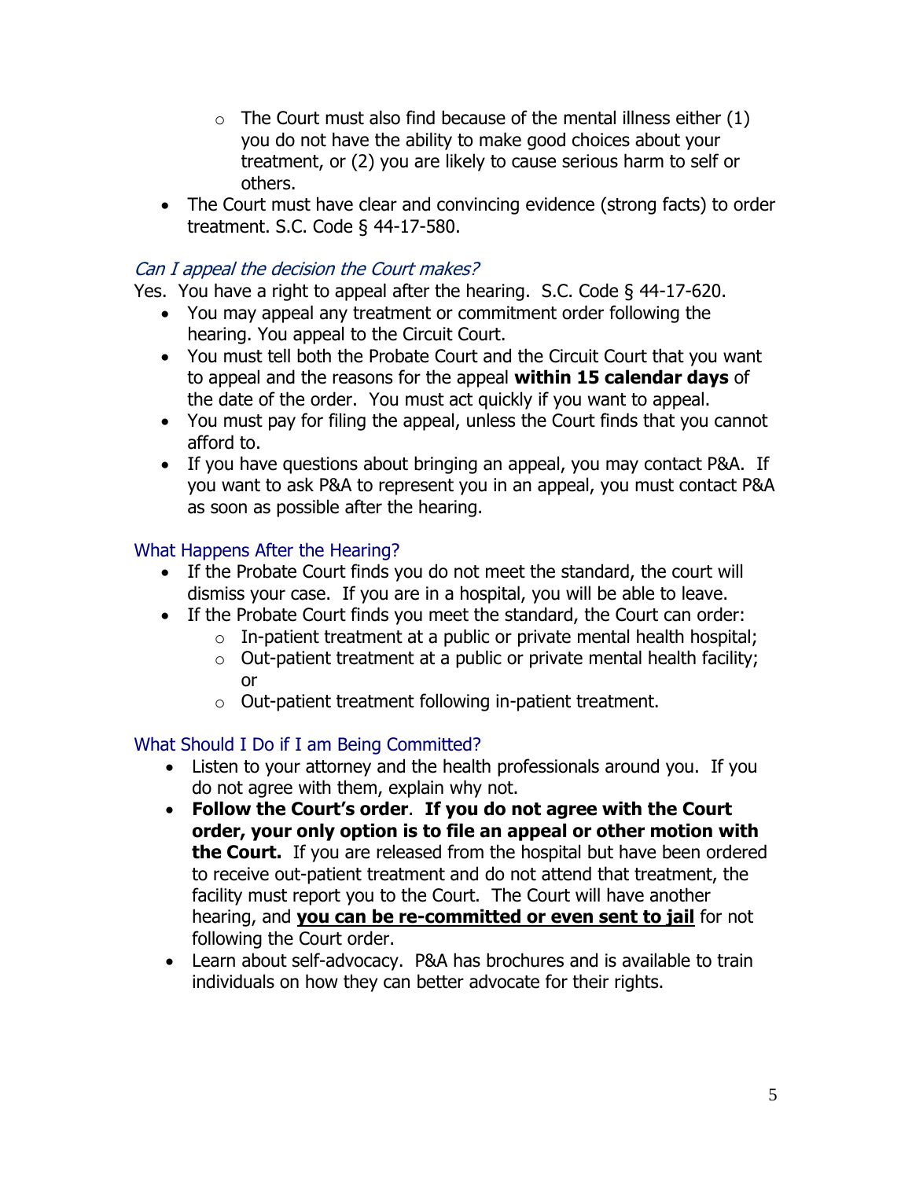- The Court must also find because of the mental illness either (1) you do not have the ability to make good choices about your treatment, or (2) you are likely to cause serious harm to self or others.
- The Court must have clear and convincing evidence (strong facts) to order treatment. S.C. Code § 44-17-580.

### *Can I appeal the decision the Court makes?*

Yes. You have a right to appeal after the hearing. S.C. Code § 44-17-620.

- You may appeal any treatment or commitment order following the hearing. You appeal to the Circuit Court.
- You must tell both the Probate Court and the Circuit Court that you want to appeal and the reasons for the appeal **within 15 calendar days** of the date of the order. You must act quickly if you want to appeal.
- You must pay for filing the appeal, unless the Court finds that you cannot afford to.
- If you have questions about bringing an appeal, you may contact P&A. If you want to ask P&A to represent you in an appeal, you must contact P&A as soon as possible after the hearing.

### What Happens After the Hearing?

- If the Probate Court finds you do not meet the standard, the court will dismiss your case. If you are in a hospital, you will be able to leave.
- If the Probate Court finds you meet the standard, the Court can order:
  - In-patient treatment at a public or private mental health hospital;
  - Out-patient treatment at a public or private mental health facility; or
  - Out-patient treatment following in-patient treatment.

### What Should I Do if I am Being Committed?

- Listen to your attorney and the health professionals around you. If you do not agree with them, explain why not.
- **Follow the Court's order**. **If you do not agree with the Court order, your only option is to file an appeal or other motion with the Court.** If you are released from the hospital but have been ordered to receive out-patient treatment and do not attend that treatment, the facility must report you to the Court. The Court will have another hearing, and <u>**you can be re-committed or even sent to jail**</u> for not following the Court order.
- Learn about self-advocacy. P&A has brochures and is available to train individuals on how they can better advocate for their rights.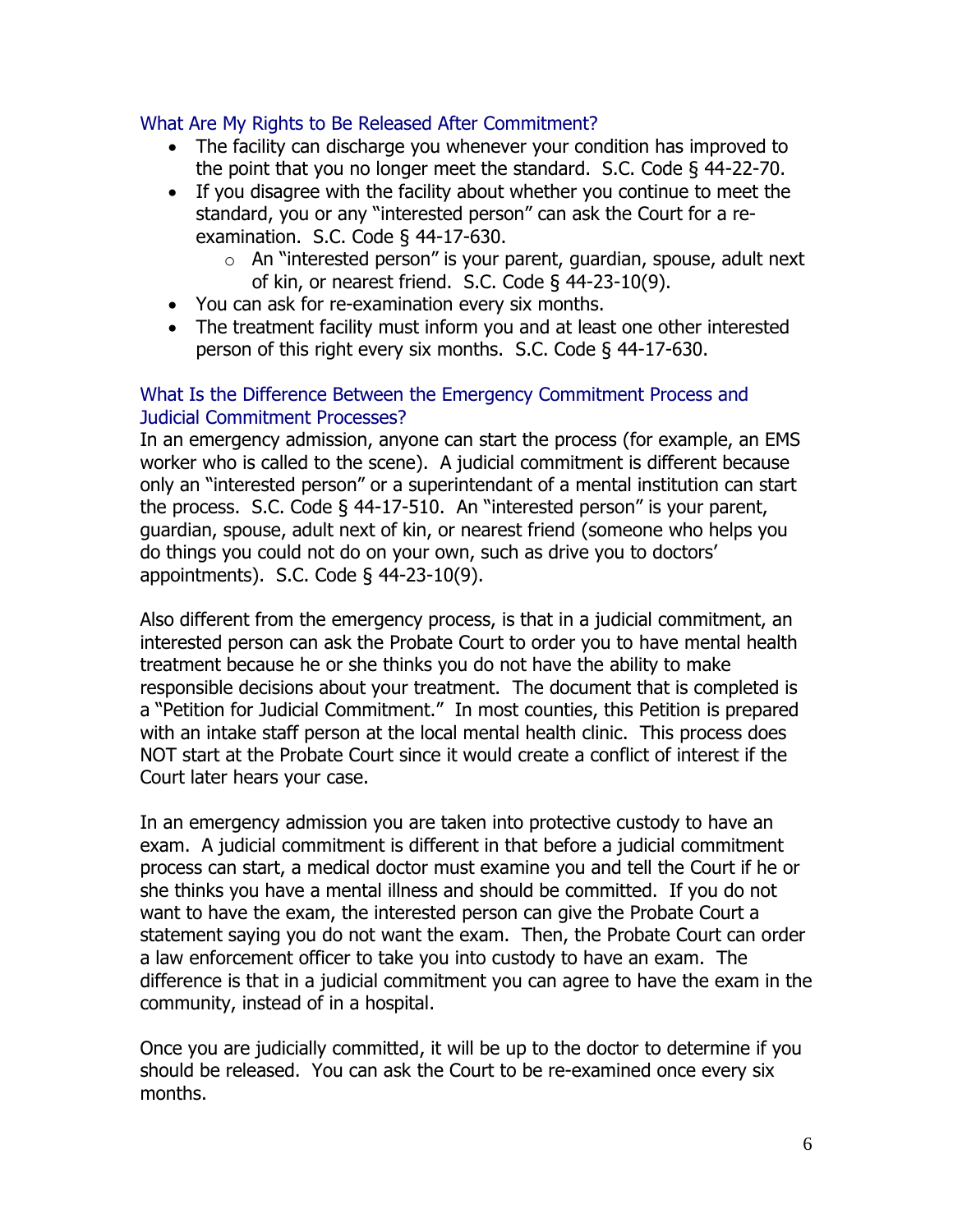## What Are My Rights to Be Released After Commitment?

- The facility can discharge you whenever your condition has improved to the point that you no longer meet the standard. S.C. Code § 44-22-70.
- If you disagree with the facility about whether you continue to meet the standard, you or any "interested person" can ask the Court for a re-examination. S.C. Code § 44-17-630.
    - An "interested person" is your parent, guardian, spouse, adult next of kin, or nearest friend. S.C. Code § 44-23-10(9).
- You can ask for re-examination every six months.
- The treatment facility must inform you and at least one other interested person of this right every six months. S.C. Code § 44-17-630.

## What Is the Difference Between the Emergency Commitment Process and Judicial Commitment Processes?

In an emergency admission, anyone can start the process (for example, an EMS worker who is called to the scene). A judicial commitment is different because only an "interested person" or a superintendant of a mental institution can start the process. S.C. Code § 44-17-510. An "interested person" is your parent, guardian, spouse, adult next of kin, or nearest friend (someone who helps you do things you could not do on your own, such as drive you to doctors' appointments). S.C. Code § 44-23-10(9).

Also different from the emergency process, is that in a judicial commitment, an interested person can ask the Probate Court to order you to have mental health treatment because he or she thinks you do not have the ability to make responsible decisions about your treatment. The document that is completed is a "Petition for Judicial Commitment." In most counties, this Petition is prepared with an intake staff person at the local mental health clinic. This process does NOT start at the Probate Court since it would create a conflict of interest if the Court later hears your case.

In an emergency admission you are taken into protective custody to have an exam. A judicial commitment is different in that before a judicial commitment process can start, a medical doctor must examine you and tell the Court if he or she thinks you have a mental illness and should be committed. If you do not want to have the exam, the interested person can give the Probate Court a statement saying you do not want the exam. Then, the Probate Court can order a law enforcement officer to take you into custody to have an exam. The difference is that in a judicial commitment you can agree to have the exam in the community, instead of in a hospital.

Once you are judicially committed, it will be up to the doctor to determine if you should be released. You can ask the Court to be re-examined once every six months.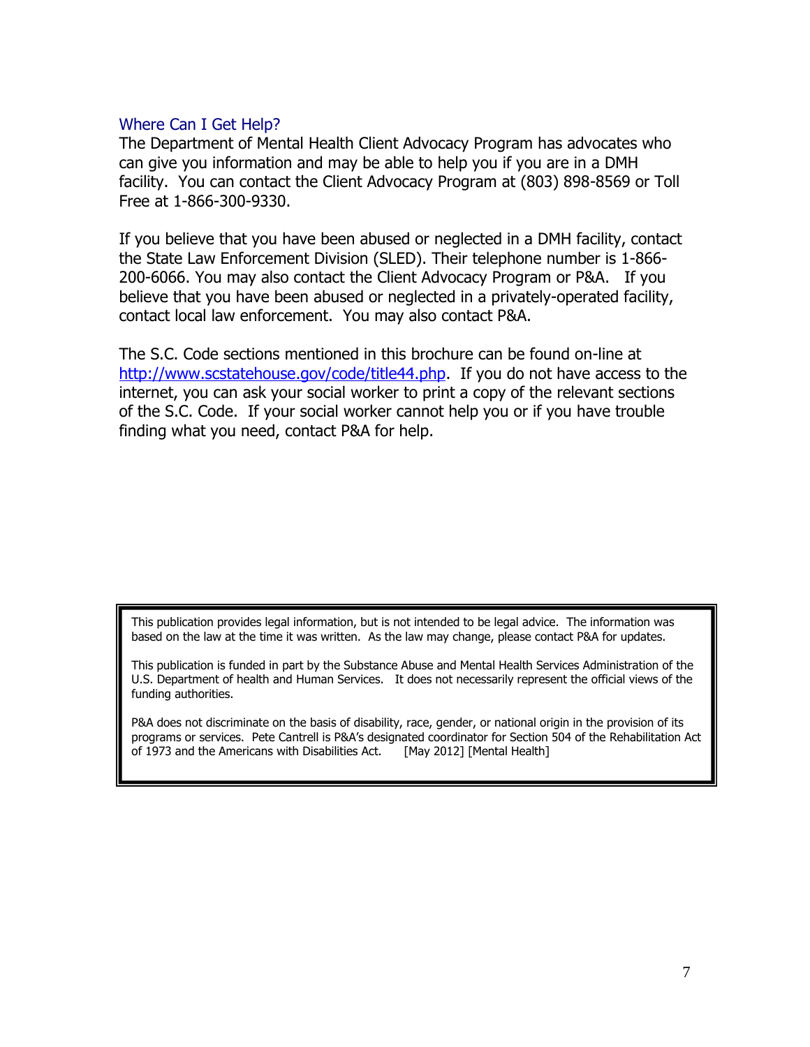## Where Can I Get Help?

The Department of Mental Health Client Advocacy Program has advocates who can give you information and may be able to help you if you are in a DMH facility. You can contact the Client Advocacy Program at (803) 898-8569 or Toll Free at 1-866-300-9330.

If you believe that you have been abused or neglected in a DMH facility, contact the State Law Enforcement Division (SLED). Their telephone number is 1-866-200-6066. You may also contact the Client Advocacy Program or P&A. If you believe that you have been abused or neglected in a privately-operated facility, contact local law enforcement. You may also contact P&A.

The S.C. Code sections mentioned in this brochure can be found on-line at http://www.scstatehouse.gov/code/title44.php. If you do not have access to the internet, you can ask your social worker to print a copy of the relevant sections of the S.C. Code. If your social worker cannot help you or if you have trouble finding what you need, contact P&A for help.

---

This publication provides legal information, but is not intended to be legal advice. The information was based on the law at the time it was written. As the law may change, please contact P&A for updates.

This publication is funded in part by the Substance Abuse and Mental Health Services Administration of the U.S. Department of health and Human Services. It does not necessarily represent the official views of the funding authorities.

P&A does not discriminate on the basis of disability, race, gender, or national origin in the provision of its programs or services. Pete Cantrell is P&A's designated coordinator for Section 504 of the Rehabilitation Act of 1973 and the Americans with Disabilities Act. [May 2012] [Mental Health]